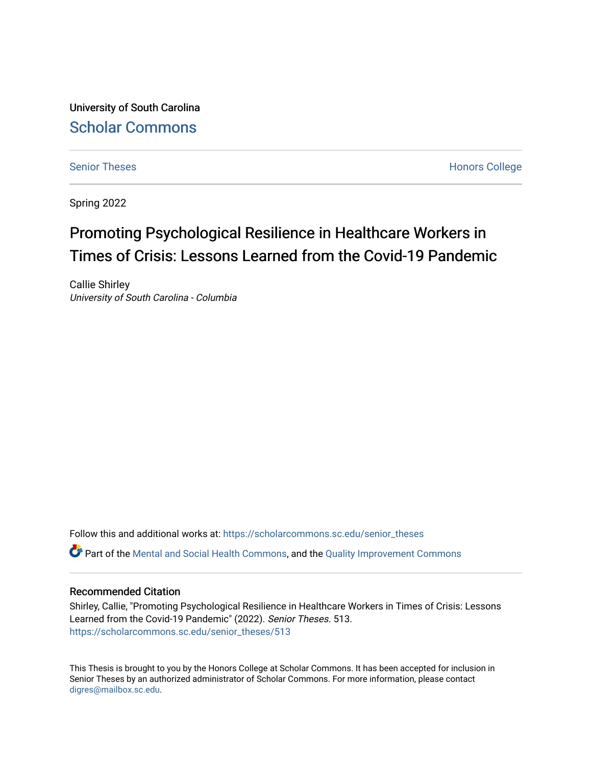University of South Carolina

# Scholar Commons

Senior Theses | Honors College

Spring 2022

# Promoting Psychological Resilience in Healthcare Workers in Times of Crisis: Lessons Learned from the Covid-19 Pandemic

Callie Shirley
*University of South Carolina - Columbia*

Follow this and additional works at: https://scholarcommons.sc.edu/senior_theses

Part of the Mental and Social Health Commons, and the Quality Improvement Commons

### Recommended Citation

Shirley, Callie, "Promoting Psychological Resilience in Healthcare Workers in Times of Crisis: Lessons Learned from the Covid-19 Pandemic" (2022). *Senior Theses*. 513.
https://scholarcommons.sc.edu/senior_theses/513

This Thesis is brought to you by the Honors College at Scholar Commons. It has been accepted for inclusion in Senior Theses by an authorized administrator of Scholar Commons. For more information, please contact digres@mailbox.sc.edu.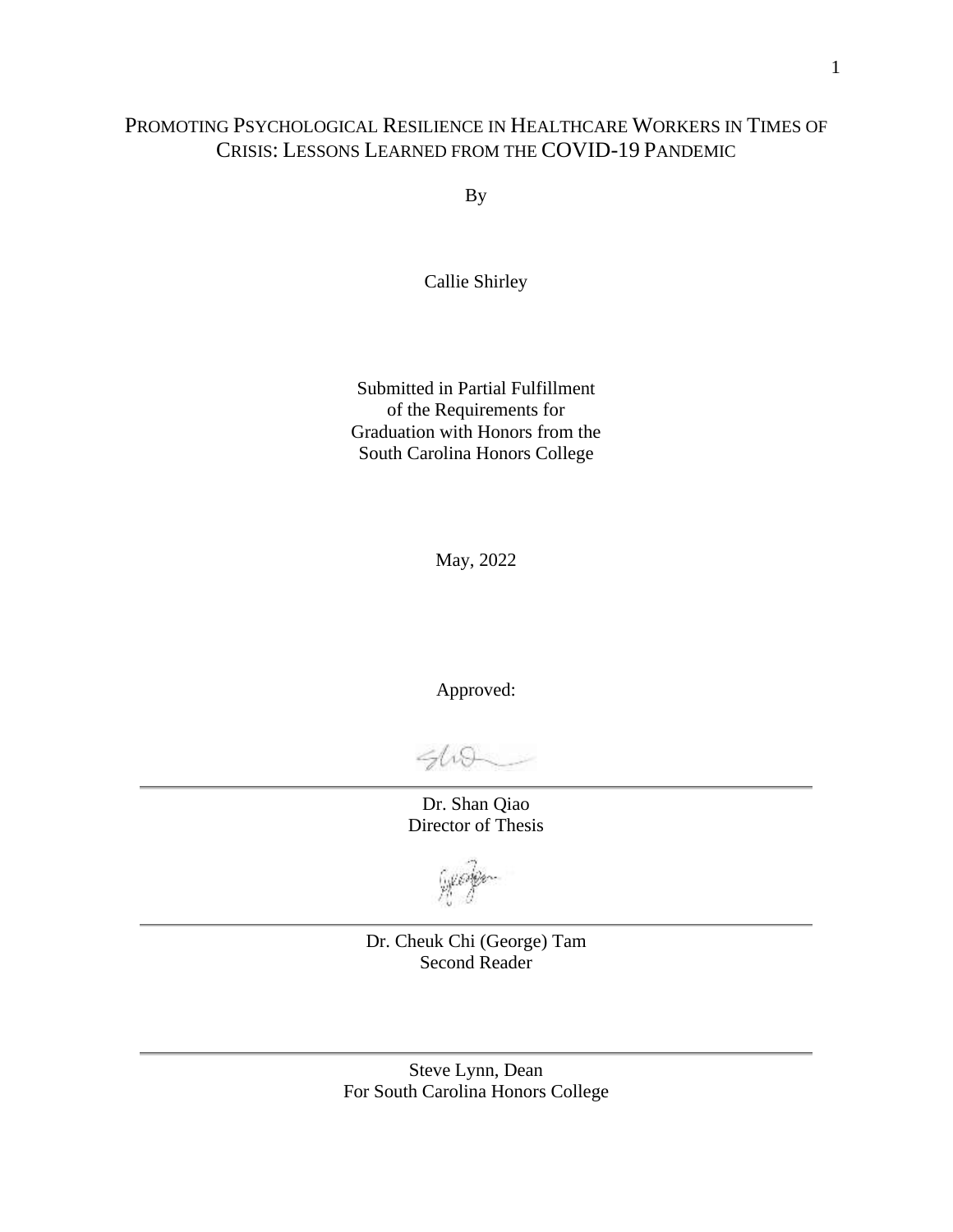# PROMOTING PSYCHOLOGICAL RESILIENCE IN HEALTHCARE WORKERS IN TIMES OF CRISIS: LESSONS LEARNED FROM THE COVID-19 PANDEMIC

By

Callie Shirley

Submitted in Partial Fulfillment
of the Requirements for
Graduation with Honors from the
South Carolina Honors College

May, 2022

Approved:

---

Dr. Shan Qiao
Director of Thesis

---

Dr. Cheuk Chi (George) Tam
Second Reader

---

Steve Lynn, Dean
For South Carolina Honors College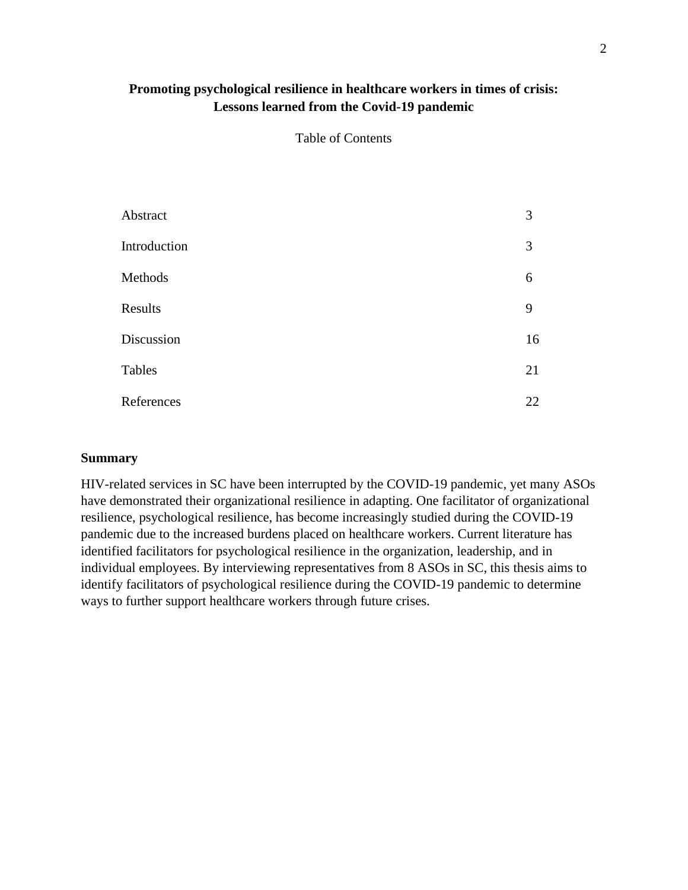# Promoting psychological resilience in healthcare workers in times of crisis: Lessons learned from the Covid-19 pandemic

Table of Contents

| | |
|---|---|
| Abstract | 3 |
| Introduction | 3 |
| Methods | 6 |
| Results | 9 |
| Discussion | 16 |
| Tables | 21 |
| References | 22 |

## Summary

HIV-related services in SC have been interrupted by the COVID-19 pandemic, yet many ASOs have demonstrated their organizational resilience in adapting. One facilitator of organizational resilience, psychological resilience, has become increasingly studied during the COVID-19 pandemic due to the increased burdens placed on healthcare workers. Current literature has identified facilitators for psychological resilience in the organization, leadership, and in individual employees. By interviewing representatives from 8 ASOs in SC, this thesis aims to identify facilitators of psychological resilience during the COVID-19 pandemic to determine ways to further support healthcare workers through future crises.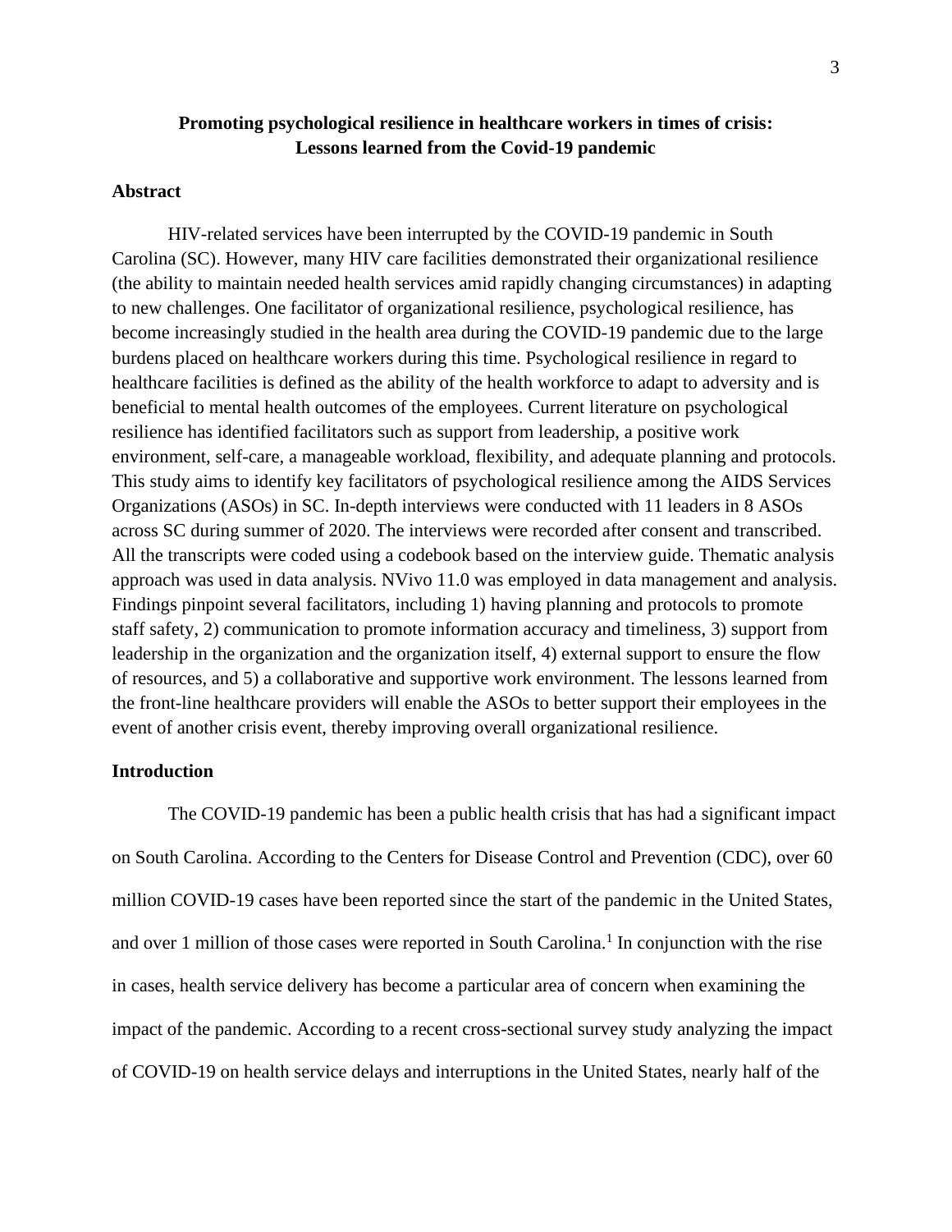# Promoting psychological resilience in healthcare workers in times of crisis: Lessons learned from the Covid-19 pandemic

## Abstract

HIV-related services have been interrupted by the COVID-19 pandemic in South Carolina (SC). However, many HIV care facilities demonstrated their organizational resilience (the ability to maintain needed health services amid rapidly changing circumstances) in adapting to new challenges. One facilitator of organizational resilience, psychological resilience, has become increasingly studied in the health area during the COVID-19 pandemic due to the large burdens placed on healthcare workers during this time. Psychological resilience in regard to healthcare facilities is defined as the ability of the health workforce to adapt to adversity and is beneficial to mental health outcomes of the employees. Current literature on psychological resilience has identified facilitators such as support from leadership, a positive work environment, self-care, a manageable workload, flexibility, and adequate planning and protocols. This study aims to identify key facilitators of psychological resilience among the AIDS Services Organizations (ASOs) in SC. In-depth interviews were conducted with 11 leaders in 8 ASOs across SC during summer of 2020. The interviews were recorded after consent and transcribed. All the transcripts were coded using a codebook based on the interview guide. Thematic analysis approach was used in data analysis. NVivo 11.0 was employed in data management and analysis. Findings pinpoint several facilitators, including 1) having planning and protocols to promote staff safety, 2) communication to promote information accuracy and timeliness, 3) support from leadership in the organization and the organization itself, 4) external support to ensure the flow of resources, and 5) a collaborative and supportive work environment. The lessons learned from the front-line healthcare providers will enable the ASOs to better support their employees in the event of another crisis event, thereby improving overall organizational resilience.

## Introduction

The COVID-19 pandemic has been a public health crisis that has had a significant impact on South Carolina. According to the Centers for Disease Control and Prevention (CDC), over 60 million COVID-19 cases have been reported since the start of the pandemic in the United States, and over 1 million of those cases were reported in South Carolina.[1] In conjunction with the rise in cases, health service delivery has become a particular area of concern when examining the impact of the pandemic. According to a recent cross-sectional survey study analyzing the impact of COVID-19 on health service delays and interruptions in the United States, nearly half of the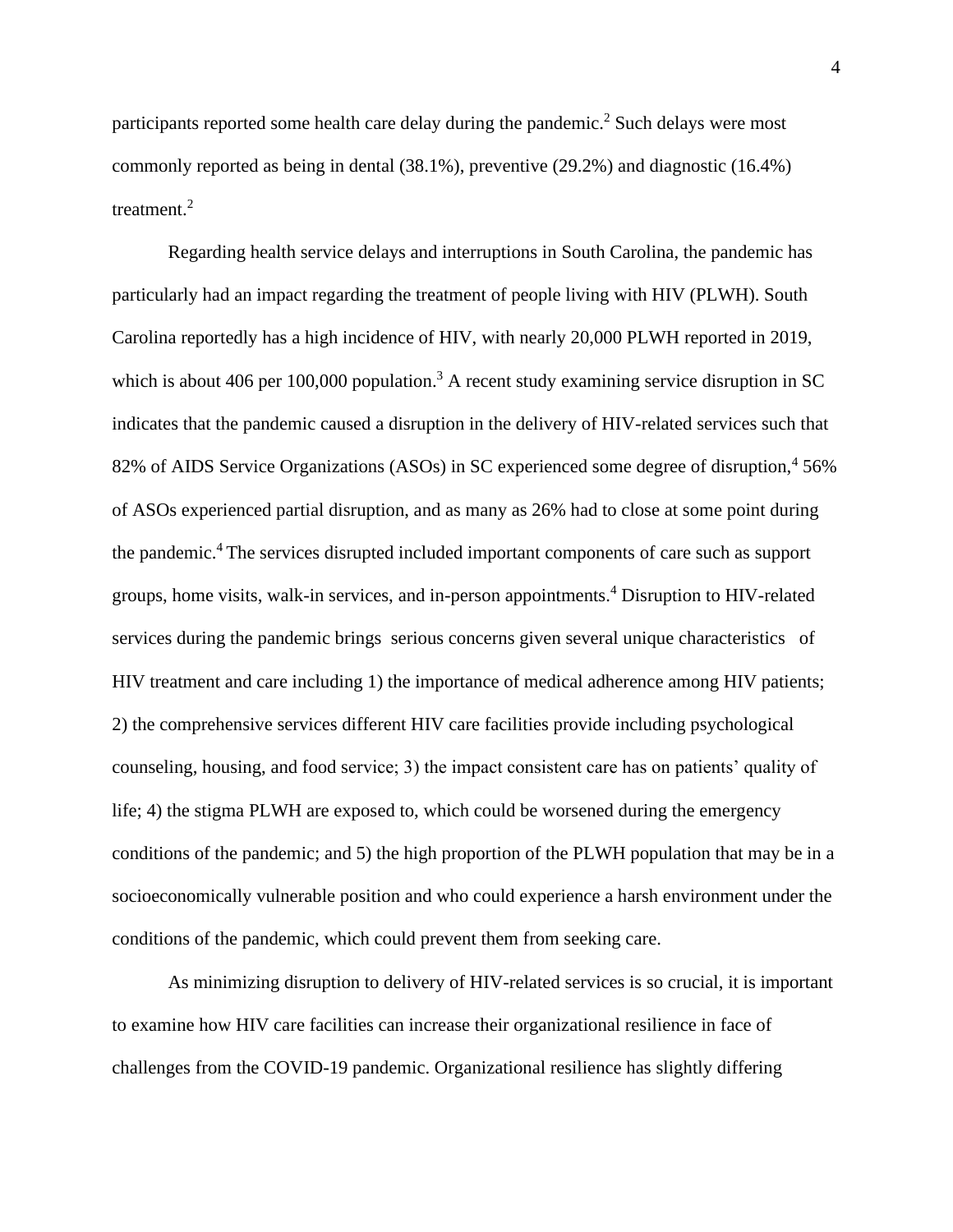participants reported some health care delay during the pandemic.[2] Such delays were most commonly reported as being in dental (38.1%), preventive (29.2%) and diagnostic (16.4%) treatment.[2]

Regarding health service delays and interruptions in South Carolina, the pandemic has particularly had an impact regarding the treatment of people living with HIV (PLWH). South Carolina reportedly has a high incidence of HIV, with nearly 20,000 PLWH reported in 2019, which is about 406 per 100,000 population.[3] A recent study examining service disruption in SC indicates that the pandemic caused a disruption in the delivery of HIV-related services such that 82% of AIDS Service Organizations (ASOs) in SC experienced some degree of disruption,[4] 56% of ASOs experienced partial disruption, and as many as 26% had to close at some point during the pandemic.[4] The services disrupted included important components of care such as support groups, home visits, walk-in services, and in-person appointments.[4] Disruption to HIV-related services during the pandemic brings serious concerns given several unique characteristics of HIV treatment and care including 1) the importance of medical adherence among HIV patients; 2) the comprehensive services different HIV care facilities provide including psychological counseling, housing, and food service; 3) the impact consistent care has on patients' quality of life; 4) the stigma PLWH are exposed to, which could be worsened during the emergency conditions of the pandemic; and 5) the high proportion of the PLWH population that may be in a socioeconomically vulnerable position and who could experience a harsh environment under the conditions of the pandemic, which could prevent them from seeking care.

As minimizing disruption to delivery of HIV-related services is so crucial, it is important to examine how HIV care facilities can increase their organizational resilience in face of challenges from the COVID-19 pandemic. Organizational resilience has slightly differing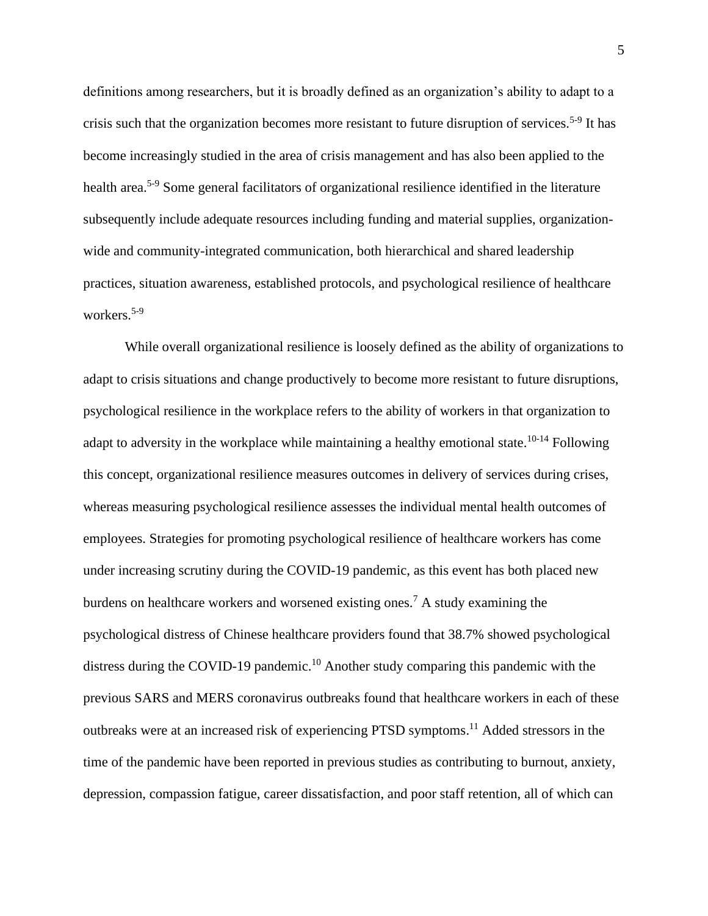definitions among researchers, but it is broadly defined as an organization's ability to adapt to a crisis such that the organization becomes more resistant to future disruption of services.[5-9] It has become increasingly studied in the area of crisis management and has also been applied to the health area.[5-9] Some general facilitators of organizational resilience identified in the literature subsequently include adequate resources including funding and material supplies, organization-wide and community-integrated communication, both hierarchical and shared leadership practices, situation awareness, established protocols, and psychological resilience of healthcare workers.[5-9]

While overall organizational resilience is loosely defined as the ability of organizations to adapt to crisis situations and change productively to become more resistant to future disruptions, psychological resilience in the workplace refers to the ability of workers in that organization to adapt to adversity in the workplace while maintaining a healthy emotional state.[10-14] Following this concept, organizational resilience measures outcomes in delivery of services during crises, whereas measuring psychological resilience assesses the individual mental health outcomes of employees. Strategies for promoting psychological resilience of healthcare workers has come under increasing scrutiny during the COVID-19 pandemic, as this event has both placed new burdens on healthcare workers and worsened existing ones.[7] A study examining the psychological distress of Chinese healthcare providers found that 38.7% showed psychological distress during the COVID-19 pandemic.[10] Another study comparing this pandemic with the previous SARS and MERS coronavirus outbreaks found that healthcare workers in each of these outbreaks were at an increased risk of experiencing PTSD symptoms.[11] Added stressors in the time of the pandemic have been reported in previous studies as contributing to burnout, anxiety, depression, compassion fatigue, career dissatisfaction, and poor staff retention, all of which can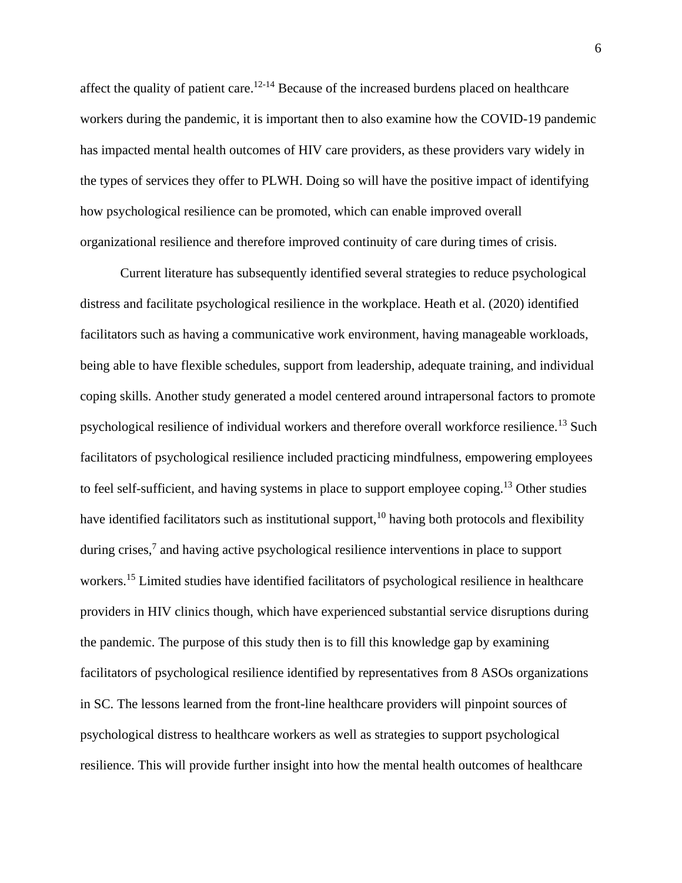affect the quality of patient care.[12-14] Because of the increased burdens placed on healthcare workers during the pandemic, it is important then to also examine how the COVID-19 pandemic has impacted mental health outcomes of HIV care providers, as these providers vary widely in the types of services they offer to PLWH. Doing so will have the positive impact of identifying how psychological resilience can be promoted, which can enable improved overall organizational resilience and therefore improved continuity of care during times of crisis.

Current literature has subsequently identified several strategies to reduce psychological distress and facilitate psychological resilience in the workplace. Heath et al. (2020) identified facilitators such as having a communicative work environment, having manageable workloads, being able to have flexible schedules, support from leadership, adequate training, and individual coping skills. Another study generated a model centered around intrapersonal factors to promote psychological resilience of individual workers and therefore overall workforce resilience.[13] Such facilitators of psychological resilience included practicing mindfulness, empowering employees to feel self-sufficient, and having systems in place to support employee coping.[13] Other studies have identified facilitators such as institutional support,[10] having both protocols and flexibility during crises,[7] and having active psychological resilience interventions in place to support workers.[15] Limited studies have identified facilitators of psychological resilience in healthcare providers in HIV clinics though, which have experienced substantial service disruptions during the pandemic. The purpose of this study then is to fill this knowledge gap by examining facilitators of psychological resilience identified by representatives from 8 ASOs organizations in SC. The lessons learned from the front-line healthcare providers will pinpoint sources of psychological distress to healthcare workers as well as strategies to support psychological resilience. This will provide further insight into how the mental health outcomes of healthcare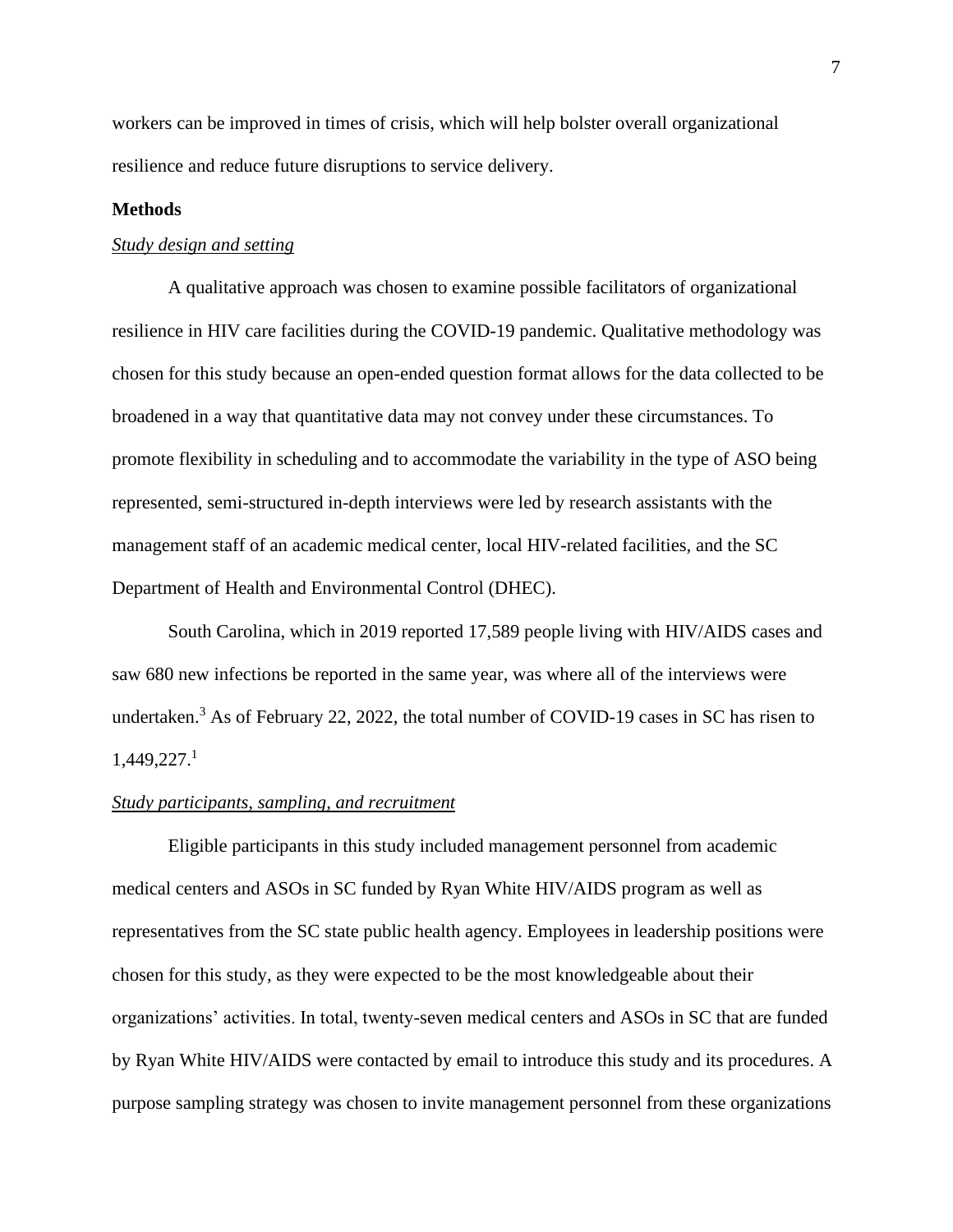workers can be improved in times of crisis, which will help bolster overall organizational resilience and reduce future disruptions to service delivery.

**Methods**

*Study design and setting*

A qualitative approach was chosen to examine possible facilitators of organizational resilience in HIV care facilities during the COVID-19 pandemic. Qualitative methodology was chosen for this study because an open-ended question format allows for the data collected to be broadened in a way that quantitative data may not convey under these circumstances. To promote flexibility in scheduling and to accommodate the variability in the type of ASO being represented, semi-structured in-depth interviews were led by research assistants with the management staff of an academic medical center, local HIV-related facilities, and the SC Department of Health and Environmental Control (DHEC).

South Carolina, which in 2019 reported 17,589 people living with HIV/AIDS cases and saw 680 new infections be reported in the same year, was where all of the interviews were undertaken.[3] As of February 22, 2022, the total number of COVID-19 cases in SC has risen to 1,449,227.[1]

*Study participants, sampling, and recruitment*

Eligible participants in this study included management personnel from academic medical centers and ASOs in SC funded by Ryan White HIV/AIDS program as well as representatives from the SC state public health agency. Employees in leadership positions were chosen for this study, as they were expected to be the most knowledgeable about their organizations' activities. In total, twenty-seven medical centers and ASOs in SC that are funded by Ryan White HIV/AIDS were contacted by email to introduce this study and its procedures. A purpose sampling strategy was chosen to invite management personnel from these organizations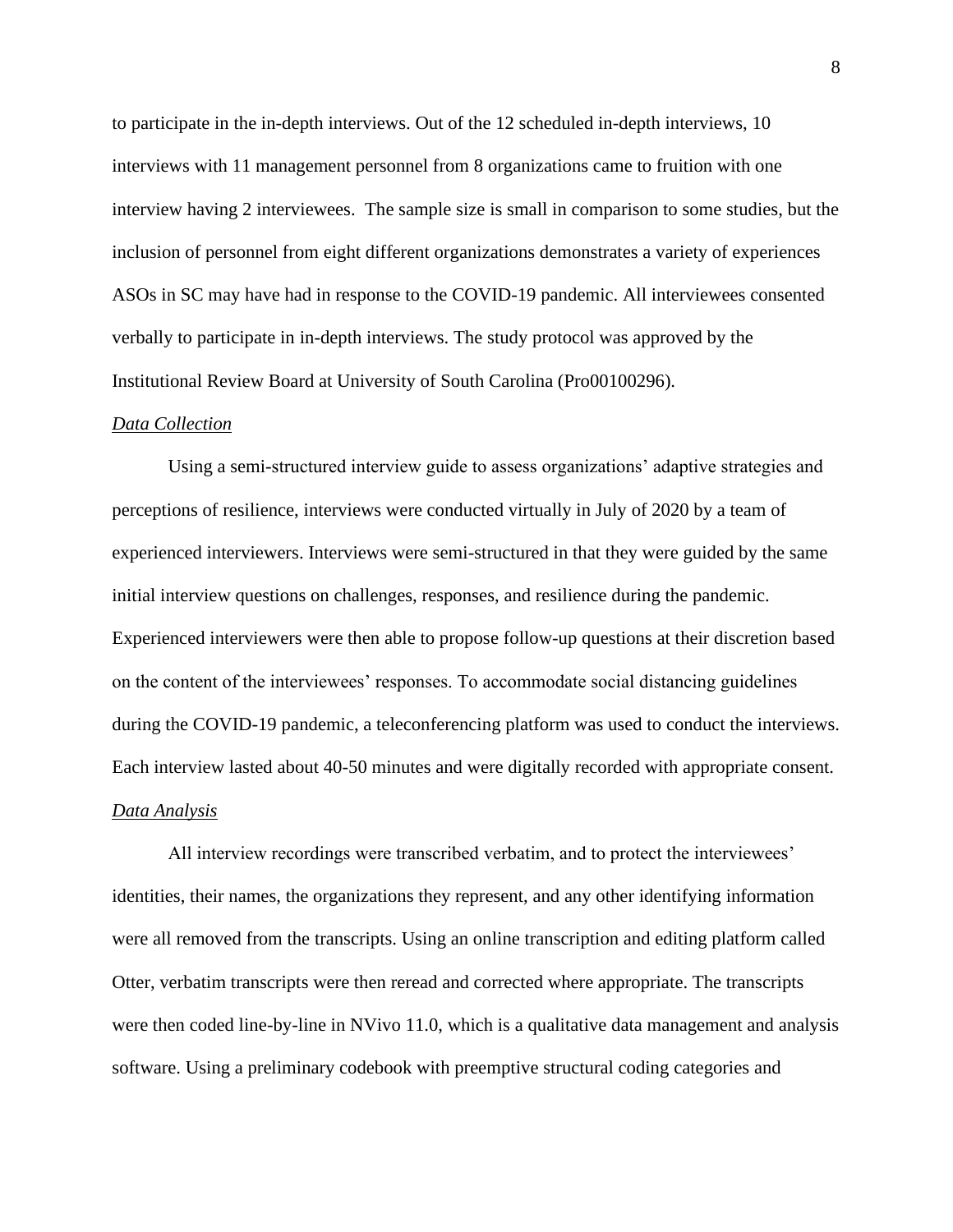to participate in the in-depth interviews. Out of the 12 scheduled in-depth interviews, 10 interviews with 11 management personnel from 8 organizations came to fruition with one interview having 2 interviewees. The sample size is small in comparison to some studies, but the inclusion of personnel from eight different organizations demonstrates a variety of experiences ASOs in SC may have had in response to the COVID-19 pandemic. All interviewees consented verbally to participate in in-depth interviews. The study protocol was approved by the Institutional Review Board at University of South Carolina (Pro00100296).

### *Data Collection*

Using a semi-structured interview guide to assess organizations' adaptive strategies and perceptions of resilience, interviews were conducted virtually in July of 2020 by a team of experienced interviewers. Interviews were semi-structured in that they were guided by the same initial interview questions on challenges, responses, and resilience during the pandemic. Experienced interviewers were then able to propose follow-up questions at their discretion based on the content of the interviewees' responses. To accommodate social distancing guidelines during the COVID-19 pandemic, a teleconferencing platform was used to conduct the interviews. Each interview lasted about 40-50 minutes and were digitally recorded with appropriate consent.

### *Data Analysis*

All interview recordings were transcribed verbatim, and to protect the interviewees' identities, their names, the organizations they represent, and any other identifying information were all removed from the transcripts. Using an online transcription and editing platform called Otter, verbatim transcripts were then reread and corrected where appropriate. The transcripts were then coded line-by-line in NVivo 11.0, which is a qualitative data management and analysis software. Using a preliminary codebook with preemptive structural coding categories and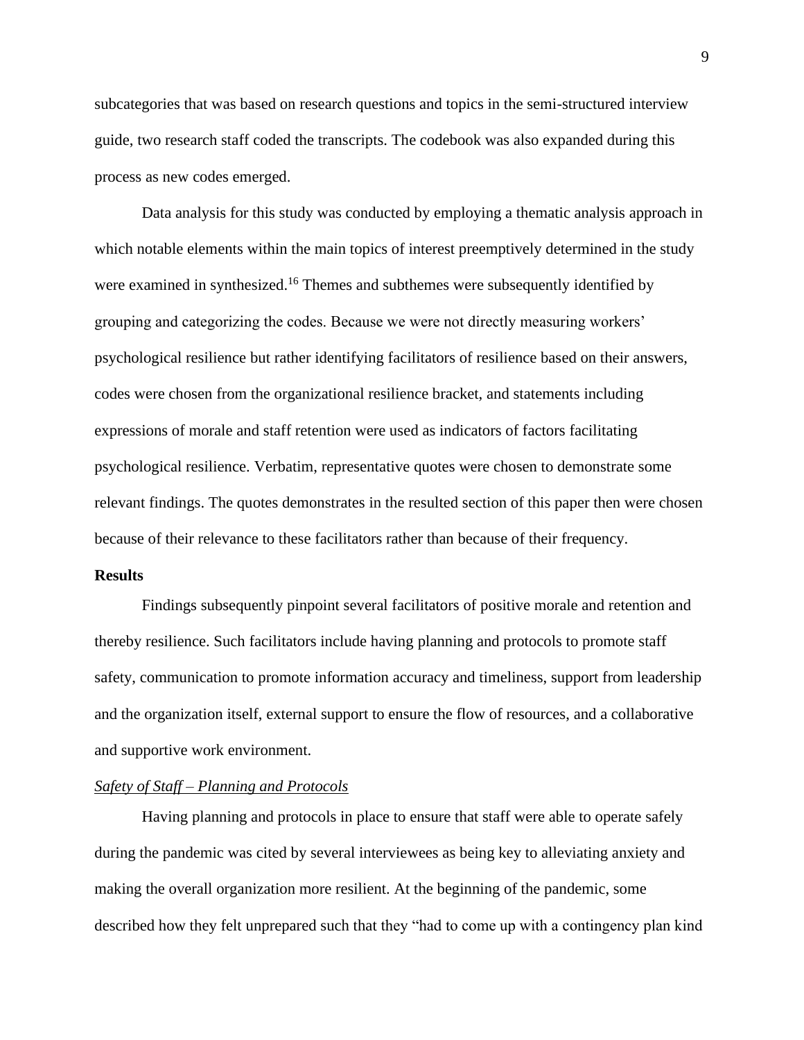subcategories that was based on research questions and topics in the semi-structured interview guide, two research staff coded the transcripts. The codebook was also expanded during this process as new codes emerged.

Data analysis for this study was conducted by employing a thematic analysis approach in which notable elements within the main topics of interest preemptively determined in the study were examined in synthesized.[16] Themes and subthemes were subsequently identified by grouping and categorizing the codes. Because we were not directly measuring workers' psychological resilience but rather identifying facilitators of resilience based on their answers, codes were chosen from the organizational resilience bracket, and statements including expressions of morale and staff retention were used as indicators of factors facilitating psychological resilience. Verbatim, representative quotes were chosen to demonstrate some relevant findings. The quotes demonstrates in the resulted section of this paper then were chosen because of their relevance to these facilitators rather than because of their frequency.

## Results

Findings subsequently pinpoint several facilitators of positive morale and retention and thereby resilience. Such facilitators include having planning and protocols to promote staff safety, communication to promote information accuracy and timeliness, support from leadership and the organization itself, external support to ensure the flow of resources, and a collaborative and supportive work environment.

### *Safety of Staff – Planning and Protocols*

Having planning and protocols in place to ensure that staff were able to operate safely during the pandemic was cited by several interviewees as being key to alleviating anxiety and making the overall organization more resilient. At the beginning of the pandemic, some described how they felt unprepared such that they "had to come up with a contingency plan kind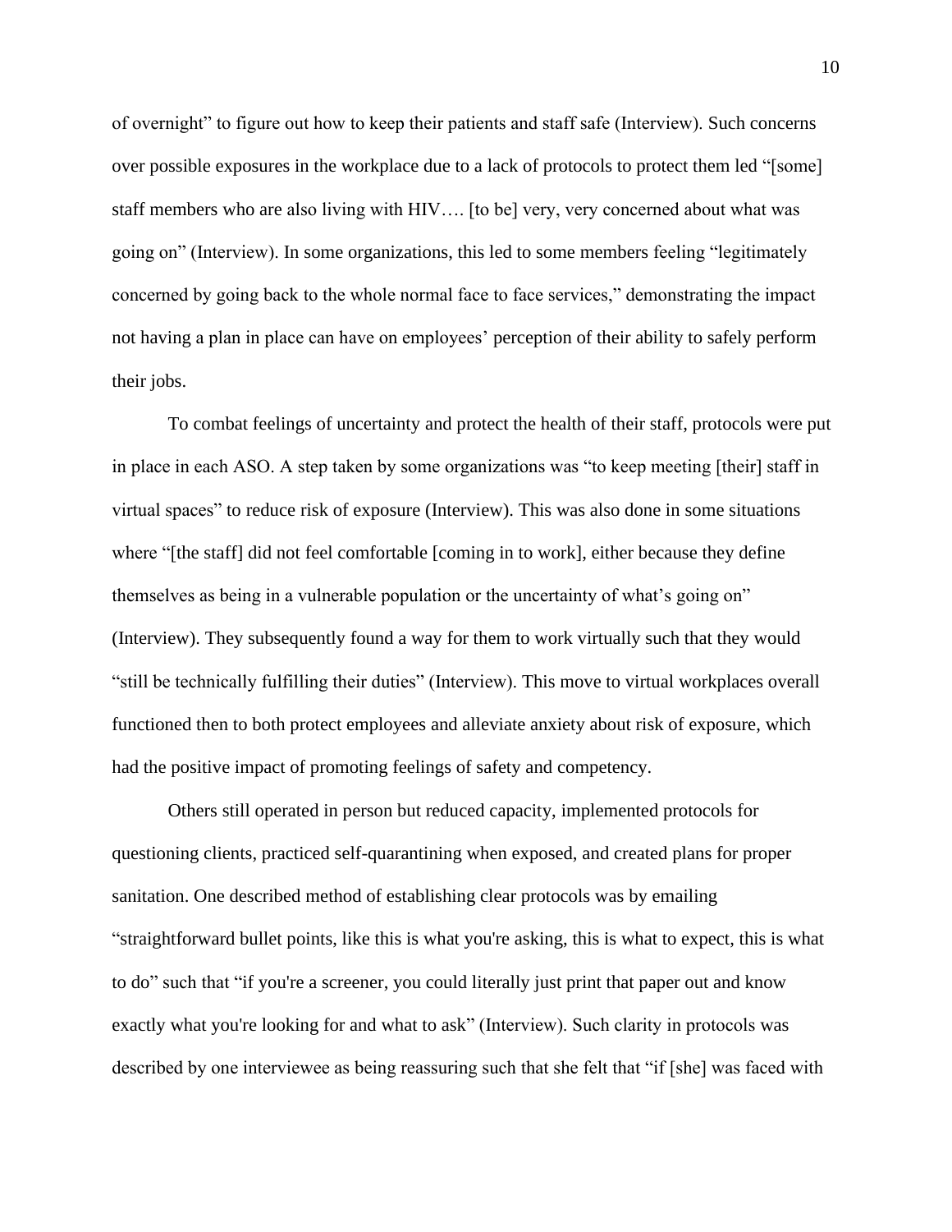of overnight" to figure out how to keep their patients and staff safe (Interview). Such concerns over possible exposures in the workplace due to a lack of protocols to protect them led "[some] staff members who are also living with HIV…. [to be] very, very concerned about what was going on" (Interview). In some organizations, this led to some members feeling "legitimately concerned by going back to the whole normal face to face services," demonstrating the impact not having a plan in place can have on employees' perception of their ability to safely perform their jobs.

To combat feelings of uncertainty and protect the health of their staff, protocols were put in place in each ASO. A step taken by some organizations was "to keep meeting [their] staff in virtual spaces" to reduce risk of exposure (Interview). This was also done in some situations where "[the staff] did not feel comfortable [coming in to work], either because they define themselves as being in a vulnerable population or the uncertainty of what's going on" (Interview). They subsequently found a way for them to work virtually such that they would "still be technically fulfilling their duties" (Interview). This move to virtual workplaces overall functioned then to both protect employees and alleviate anxiety about risk of exposure, which had the positive impact of promoting feelings of safety and competency.

Others still operated in person but reduced capacity, implemented protocols for questioning clients, practiced self-quarantining when exposed, and created plans for proper sanitation. One described method of establishing clear protocols was by emailing "straightforward bullet points, like this is what you're asking, this is what to expect, this is what to do" such that "if you're a screener, you could literally just print that paper out and know exactly what you're looking for and what to ask" (Interview). Such clarity in protocols was described by one interviewee as being reassuring such that she felt that "if [she] was faced with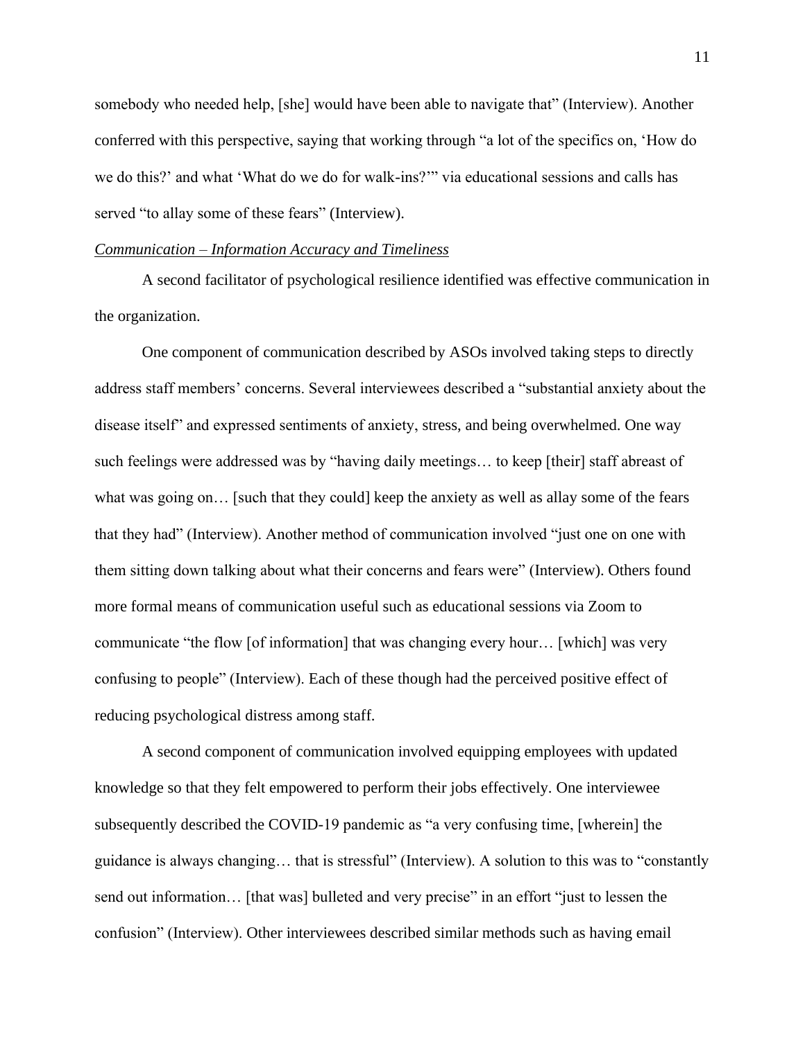somebody who needed help, [she] would have been able to navigate that" (Interview). Another conferred with this perspective, saying that working through "a lot of the specifics on, 'How do we do this?' and what 'What do we do for walk-ins?'" via educational sessions and calls has served "to allay some of these fears" (Interview).

*Communication – Information Accuracy and Timeliness*

A second facilitator of psychological resilience identified was effective communication in the organization.

One component of communication described by ASOs involved taking steps to directly address staff members' concerns. Several interviewees described a "substantial anxiety about the disease itself" and expressed sentiments of anxiety, stress, and being overwhelmed. One way such feelings were addressed was by "having daily meetings… to keep [their] staff abreast of what was going on… [such that they could] keep the anxiety as well as allay some of the fears that they had" (Interview). Another method of communication involved "just one on one with them sitting down talking about what their concerns and fears were" (Interview). Others found more formal means of communication useful such as educational sessions via Zoom to communicate "the flow [of information] that was changing every hour… [which] was very confusing to people" (Interview). Each of these though had the perceived positive effect of reducing psychological distress among staff.

A second component of communication involved equipping employees with updated knowledge so that they felt empowered to perform their jobs effectively. One interviewee subsequently described the COVID-19 pandemic as "a very confusing time, [wherein] the guidance is always changing… that is stressful" (Interview). A solution to this was to "constantly send out information… [that was] bulleted and very precise" in an effort "just to lessen the confusion" (Interview). Other interviewees described similar methods such as having email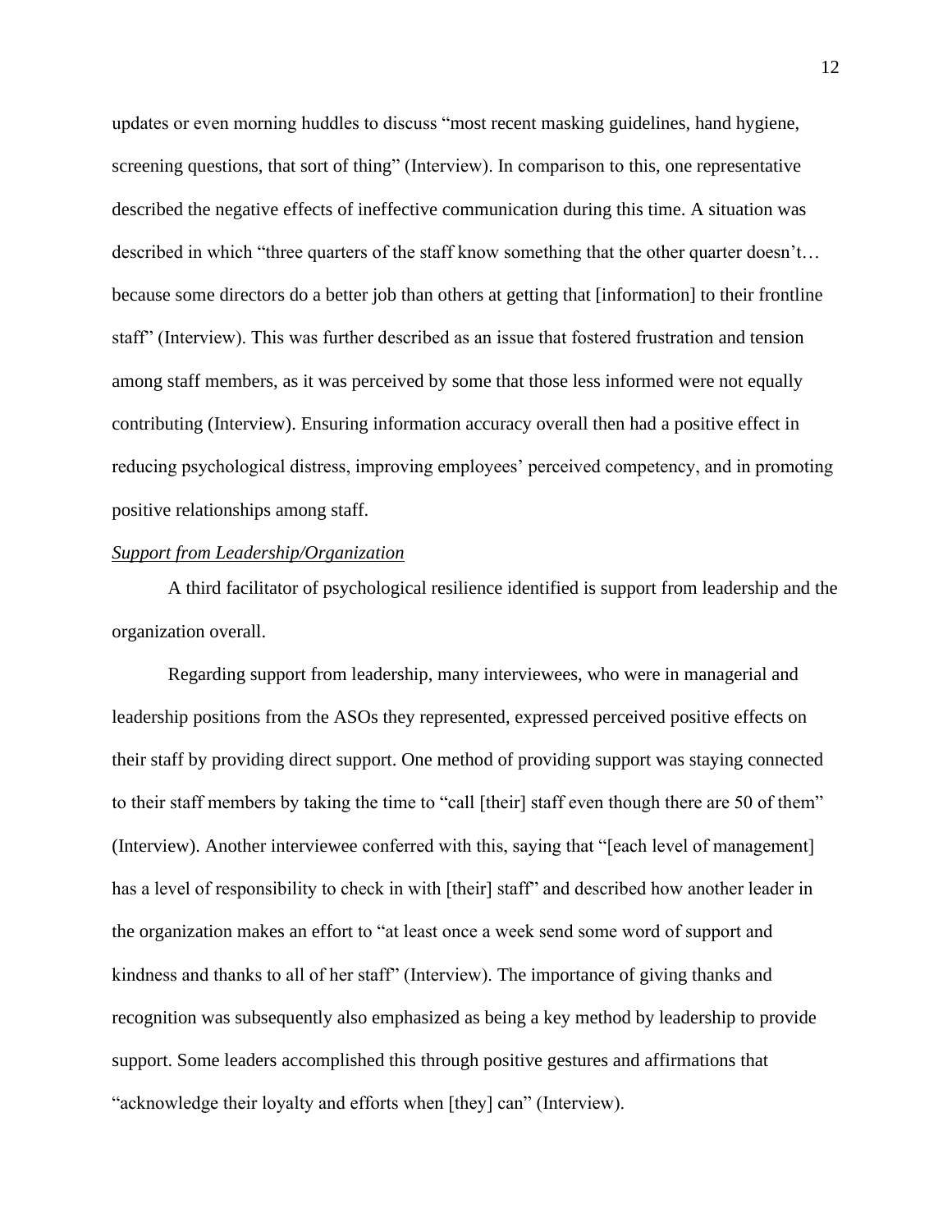updates or even morning huddles to discuss "most recent masking guidelines, hand hygiene, screening questions, that sort of thing" (Interview). In comparison to this, one representative described the negative effects of ineffective communication during this time. A situation was described in which "three quarters of the staff know something that the other quarter doesn't… because some directors do a better job than others at getting that [information] to their frontline staff" (Interview). This was further described as an issue that fostered frustration and tension among staff members, as it was perceived by some that those less informed were not equally contributing (Interview). Ensuring information accuracy overall then had a positive effect in reducing psychological distress, improving employees' perceived competency, and in promoting positive relationships among staff.

*Support from Leadership/Organization*

A third facilitator of psychological resilience identified is support from leadership and the organization overall.

Regarding support from leadership, many interviewees, who were in managerial and leadership positions from the ASOs they represented, expressed perceived positive effects on their staff by providing direct support. One method of providing support was staying connected to their staff members by taking the time to "call [their] staff even though there are 50 of them" (Interview). Another interviewee conferred with this, saying that "[each level of management] has a level of responsibility to check in with [their] staff" and described how another leader in the organization makes an effort to "at least once a week send some word of support and kindness and thanks to all of her staff" (Interview). The importance of giving thanks and recognition was subsequently also emphasized as being a key method by leadership to provide support. Some leaders accomplished this through positive gestures and affirmations that "acknowledge their loyalty and efforts when [they] can" (Interview).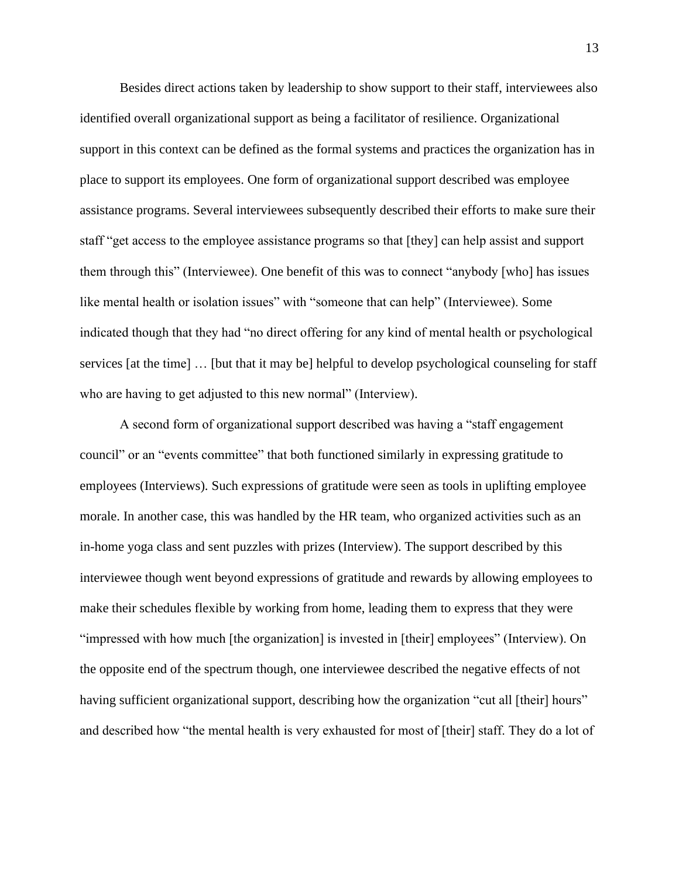Besides direct actions taken by leadership to show support to their staff, interviewees also identified overall organizational support as being a facilitator of resilience. Organizational support in this context can be defined as the formal systems and practices the organization has in place to support its employees. One form of organizational support described was employee assistance programs. Several interviewees subsequently described their efforts to make sure their staff "get access to the employee assistance programs so that [they] can help assist and support them through this" (Interviewee). One benefit of this was to connect "anybody [who] has issues like mental health or isolation issues" with "someone that can help" (Interviewee). Some indicated though that they had "no direct offering for any kind of mental health or psychological services [at the time] … [but that it may be] helpful to develop psychological counseling for staff who are having to get adjusted to this new normal" (Interview).

A second form of organizational support described was having a "staff engagement council" or an "events committee" that both functioned similarly in expressing gratitude to employees (Interviews). Such expressions of gratitude were seen as tools in uplifting employee morale. In another case, this was handled by the HR team, who organized activities such as an in-home yoga class and sent puzzles with prizes (Interview). The support described by this interviewee though went beyond expressions of gratitude and rewards by allowing employees to make their schedules flexible by working from home, leading them to express that they were "impressed with how much [the organization] is invested in [their] employees" (Interview). On the opposite end of the spectrum though, one interviewee described the negative effects of not having sufficient organizational support, describing how the organization "cut all [their] hours" and described how "the mental health is very exhausted for most of [their] staff. They do a lot of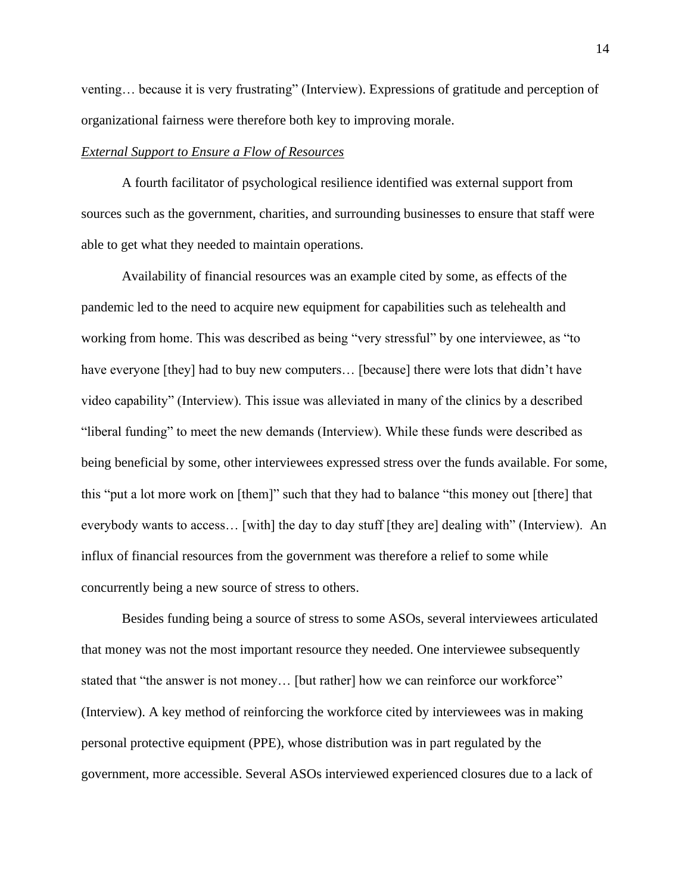venting… because it is very frustrating" (Interview). Expressions of gratitude and perception of organizational fairness were therefore both key to improving morale.

*External Support to Ensure a Flow of Resources*

A fourth facilitator of psychological resilience identified was external support from sources such as the government, charities, and surrounding businesses to ensure that staff were able to get what they needed to maintain operations.

Availability of financial resources was an example cited by some, as effects of the pandemic led to the need to acquire new equipment for capabilities such as telehealth and working from home. This was described as being "very stressful" by one interviewee, as "to have everyone [they] had to buy new computers… [because] there were lots that didn't have video capability" (Interview). This issue was alleviated in many of the clinics by a described "liberal funding" to meet the new demands (Interview). While these funds were described as being beneficial by some, other interviewees expressed stress over the funds available. For some, this "put a lot more work on [them]" such that they had to balance "this money out [there] that everybody wants to access… [with] the day to day stuff [they are] dealing with" (Interview). An influx of financial resources from the government was therefore a relief to some while concurrently being a new source of stress to others.

Besides funding being a source of stress to some ASOs, several interviewees articulated that money was not the most important resource they needed. One interviewee subsequently stated that "the answer is not money… [but rather] how we can reinforce our workforce" (Interview). A key method of reinforcing the workforce cited by interviewees was in making personal protective equipment (PPE), whose distribution was in part regulated by the government, more accessible. Several ASOs interviewed experienced closures due to a lack of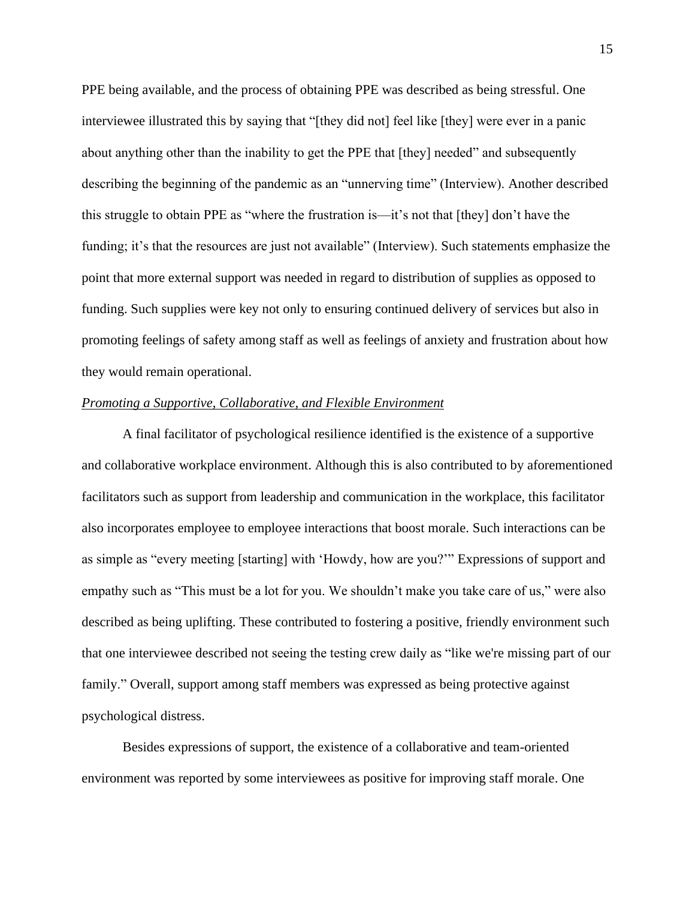PPE being available, and the process of obtaining PPE was described as being stressful. One interviewee illustrated this by saying that "[they did not] feel like [they] were ever in a panic about anything other than the inability to get the PPE that [they] needed" and subsequently describing the beginning of the pandemic as an "unnerving time" (Interview). Another described this struggle to obtain PPE as "where the frustration is—it's not that [they] don't have the funding; it's that the resources are just not available" (Interview). Such statements emphasize the point that more external support was needed in regard to distribution of supplies as opposed to funding. Such supplies were key not only to ensuring continued delivery of services but also in promoting feelings of safety among staff as well as feelings of anxiety and frustration about how they would remain operational.

### ***Promoting a Supportive, Collaborative, and Flexible Environment***

A final facilitator of psychological resilience identified is the existence of a supportive and collaborative workplace environment. Although this is also contributed to by aforementioned facilitators such as support from leadership and communication in the workplace, this facilitator also incorporates employee to employee interactions that boost morale. Such interactions can be as simple as "every meeting [starting] with 'Howdy, how are you?'" Expressions of support and empathy such as "This must be a lot for you. We shouldn't make you take care of us," were also described as being uplifting. These contributed to fostering a positive, friendly environment such that one interviewee described not seeing the testing crew daily as "like we're missing part of our family." Overall, support among staff members was expressed as being protective against psychological distress.

Besides expressions of support, the existence of a collaborative and team-oriented environment was reported by some interviewees as positive for improving staff morale. One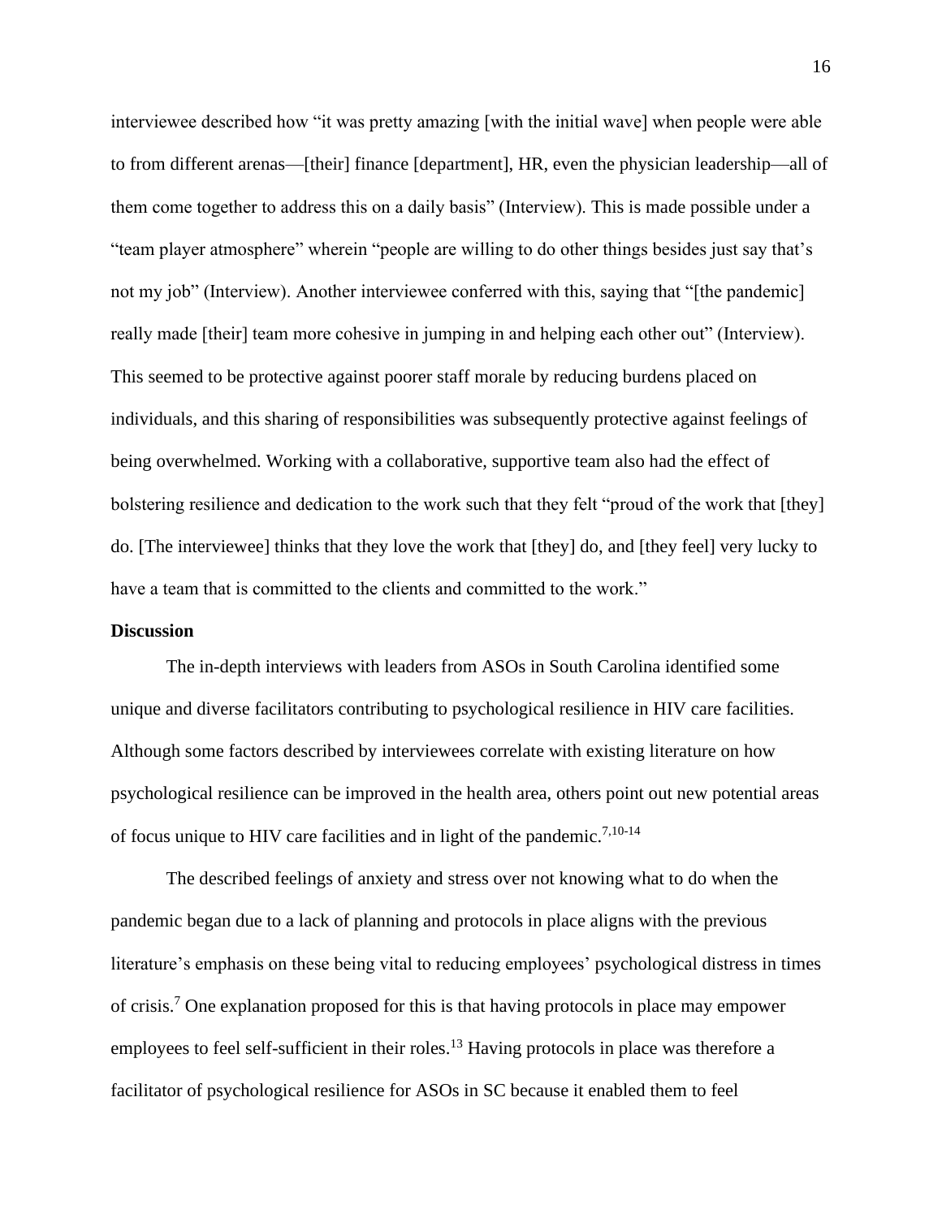interviewee described how “it was pretty amazing [with the initial wave] when people were able to from different arenas—[their] finance [department], HR, even the physician leadership—all of them come together to address this on a daily basis” (Interview). This is made possible under a “team player atmosphere” wherein “people are willing to do other things besides just say that’s not my job” (Interview). Another interviewee conferred with this, saying that “[the pandemic] really made [their] team more cohesive in jumping in and helping each other out” (Interview). This seemed to be protective against poorer staff morale by reducing burdens placed on individuals, and this sharing of responsibilities was subsequently protective against feelings of being overwhelmed. Working with a collaborative, supportive team also had the effect of bolstering resilience and dedication to the work such that they felt “proud of the work that [they] do. [The interviewee] thinks that they love the work that [they] do, and [they feel] very lucky to have a team that is committed to the clients and committed to the work.”

**Discussion**

The in-depth interviews with leaders from ASOs in South Carolina identified some unique and diverse facilitators contributing to psychological resilience in HIV care facilities. Although some factors described by interviewees correlate with existing literature on how psychological resilience can be improved in the health area, others point out new potential areas of focus unique to HIV care facilities and in light of the pandemic.[7,10-14]

The described feelings of anxiety and stress over not knowing what to do when the pandemic began due to a lack of planning and protocols in place aligns with the previous literature’s emphasis on these being vital to reducing employees’ psychological distress in times of crisis.[7] One explanation proposed for this is that having protocols in place may empower employees to feel self-sufficient in their roles.[13] Having protocols in place was therefore a facilitator of psychological resilience for ASOs in SC because it enabled them to feel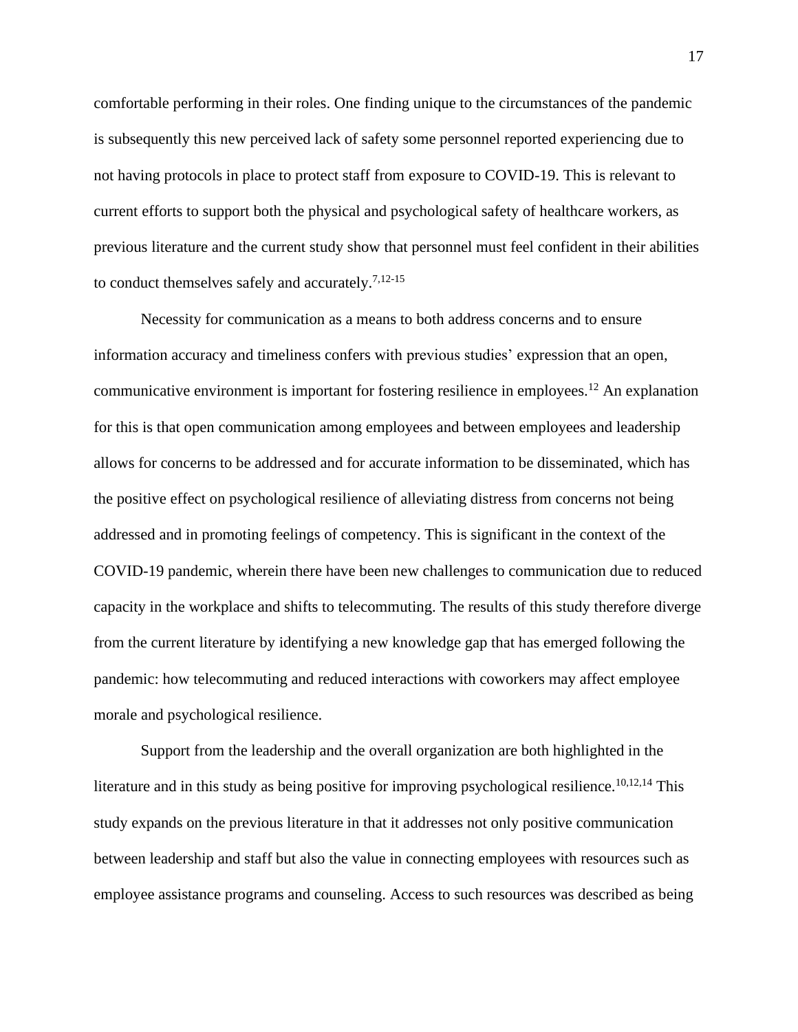comfortable performing in their roles. One finding unique to the circumstances of the pandemic is subsequently this new perceived lack of safety some personnel reported experiencing due to not having protocols in place to protect staff from exposure to COVID-19. This is relevant to current efforts to support both the physical and psychological safety of healthcare workers, as previous literature and the current study show that personnel must feel confident in their abilities to conduct themselves safely and accurately.[7,12-15]

Necessity for communication as a means to both address concerns and to ensure information accuracy and timeliness confers with previous studies' expression that an open, communicative environment is important for fostering resilience in employees.[12] An explanation for this is that open communication among employees and between employees and leadership allows for concerns to be addressed and for accurate information to be disseminated, which has the positive effect on psychological resilience of alleviating distress from concerns not being addressed and in promoting feelings of competency. This is significant in the context of the COVID-19 pandemic, wherein there have been new challenges to communication due to reduced capacity in the workplace and shifts to telecommuting. The results of this study therefore diverge from the current literature by identifying a new knowledge gap that has emerged following the pandemic: how telecommuting and reduced interactions with coworkers may affect employee morale and psychological resilience.

Support from the leadership and the overall organization are both highlighted in the literature and in this study as being positive for improving psychological resilience.[10,12,14] This study expands on the previous literature in that it addresses not only positive communication between leadership and staff but also the value in connecting employees with resources such as employee assistance programs and counseling. Access to such resources was described as being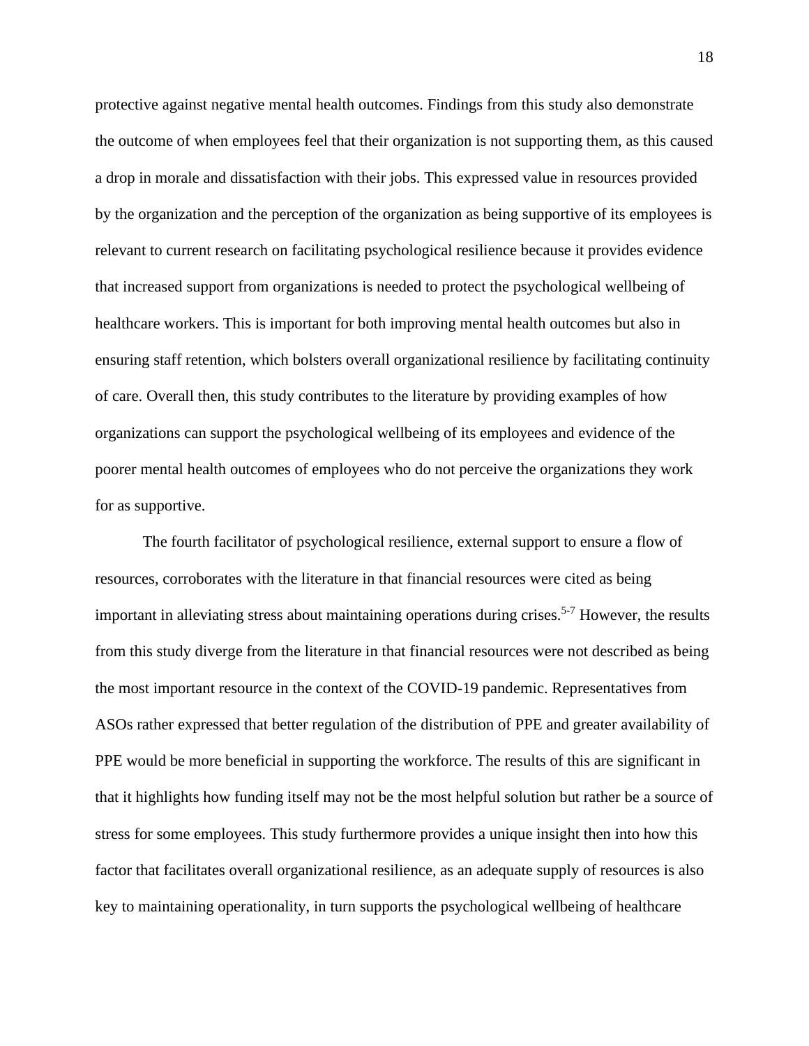protective against negative mental health outcomes. Findings from this study also demonstrate the outcome of when employees feel that their organization is not supporting them, as this caused a drop in morale and dissatisfaction with their jobs. This expressed value in resources provided by the organization and the perception of the organization as being supportive of its employees is relevant to current research on facilitating psychological resilience because it provides evidence that increased support from organizations is needed to protect the psychological wellbeing of healthcare workers. This is important for both improving mental health outcomes but also in ensuring staff retention, which bolsters overall organizational resilience by facilitating continuity of care. Overall then, this study contributes to the literature by providing examples of how organizations can support the psychological wellbeing of its employees and evidence of the poorer mental health outcomes of employees who do not perceive the organizations they work for as supportive.

The fourth facilitator of psychological resilience, external support to ensure a flow of resources, corroborates with the literature in that financial resources were cited as being important in alleviating stress about maintaining operations during crises.[5-7] However, the results from this study diverge from the literature in that financial resources were not described as being the most important resource in the context of the COVID-19 pandemic. Representatives from ASOs rather expressed that better regulation of the distribution of PPE and greater availability of PPE would be more beneficial in supporting the workforce. The results of this are significant in that it highlights how funding itself may not be the most helpful solution but rather be a source of stress for some employees. This study furthermore provides a unique insight then into how this factor that facilitates overall organizational resilience, as an adequate supply of resources is also key to maintaining operationality, in turn supports the psychological wellbeing of healthcare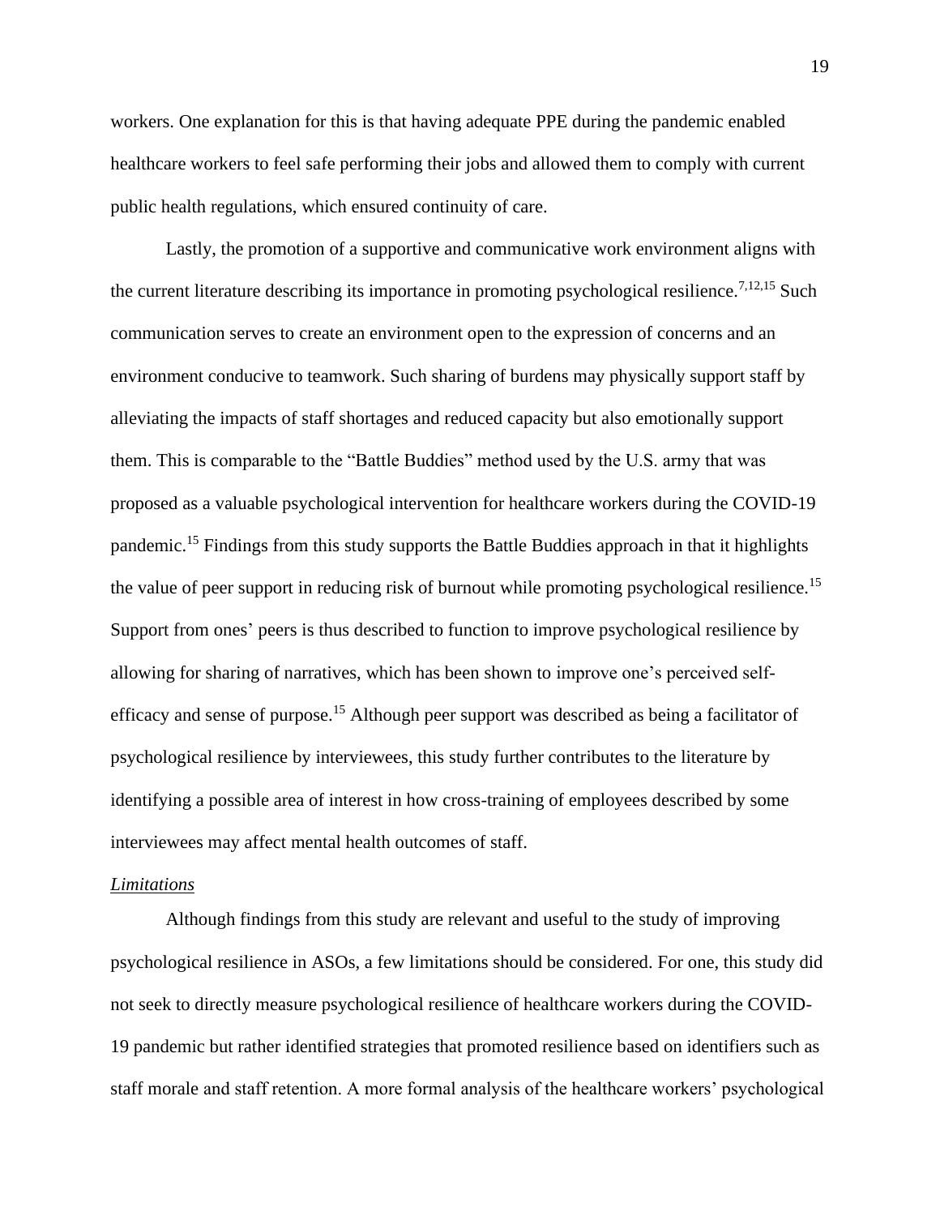workers. One explanation for this is that having adequate PPE during the pandemic enabled healthcare workers to feel safe performing their jobs and allowed them to comply with current public health regulations, which ensured continuity of care.

Lastly, the promotion of a supportive and communicative work environment aligns with the current literature describing its importance in promoting psychological resilience.[7,12,15] Such communication serves to create an environment open to the expression of concerns and an environment conducive to teamwork. Such sharing of burdens may physically support staff by alleviating the impacts of staff shortages and reduced capacity but also emotionally support them. This is comparable to the "Battle Buddies" method used by the U.S. army that was proposed as a valuable psychological intervention for healthcare workers during the COVID-19 pandemic.[15] Findings from this study supports the Battle Buddies approach in that it highlights the value of peer support in reducing risk of burnout while promoting psychological resilience.[15] Support from ones' peers is thus described to function to improve psychological resilience by allowing for sharing of narratives, which has been shown to improve one's perceived self-efficacy and sense of purpose.[15] Although peer support was described as being a facilitator of psychological resilience by interviewees, this study further contributes to the literature by identifying a possible area of interest in how cross-training of employees described by some interviewees may affect mental health outcomes of staff.

*Limitations*

Although findings from this study are relevant and useful to the study of improving psychological resilience in ASOs, a few limitations should be considered. For one, this study did not seek to directly measure psychological resilience of healthcare workers during the COVID-19 pandemic but rather identified strategies that promoted resilience based on identifiers such as staff morale and staff retention. A more formal analysis of the healthcare workers' psychological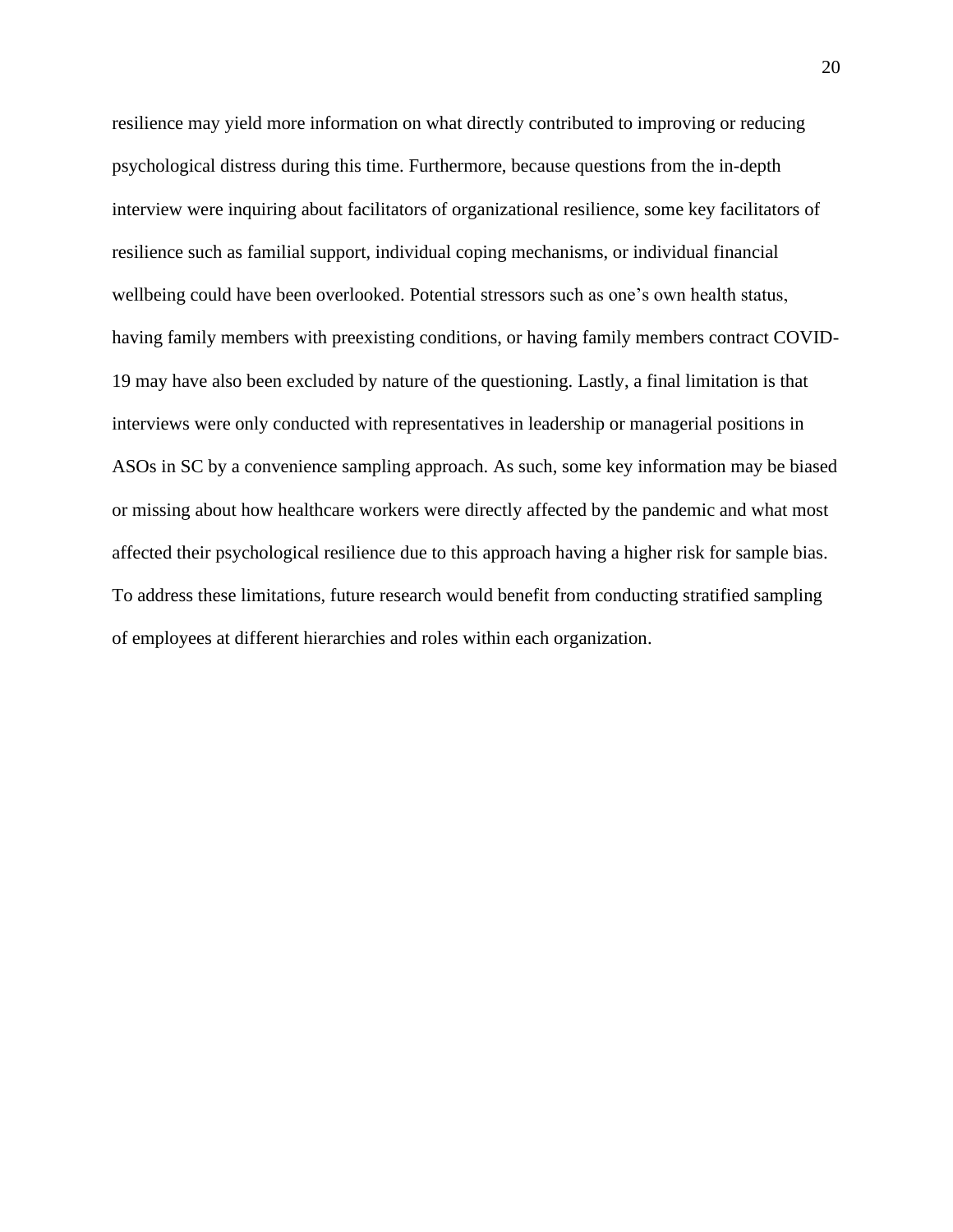resilience may yield more information on what directly contributed to improving or reducing psychological distress during this time. Furthermore, because questions from the in-depth interview were inquiring about facilitators of organizational resilience, some key facilitators of resilience such as familial support, individual coping mechanisms, or individual financial wellbeing could have been overlooked. Potential stressors such as one's own health status, having family members with preexisting conditions, or having family members contract COVID-19 may have also been excluded by nature of the questioning. Lastly, a final limitation is that interviews were only conducted with representatives in leadership or managerial positions in ASOs in SC by a convenience sampling approach. As such, some key information may be biased or missing about how healthcare workers were directly affected by the pandemic and what most affected their psychological resilience due to this approach having a higher risk for sample bias. To address these limitations, future research would benefit from conducting stratified sampling of employees at different hierarchies and roles within each organization.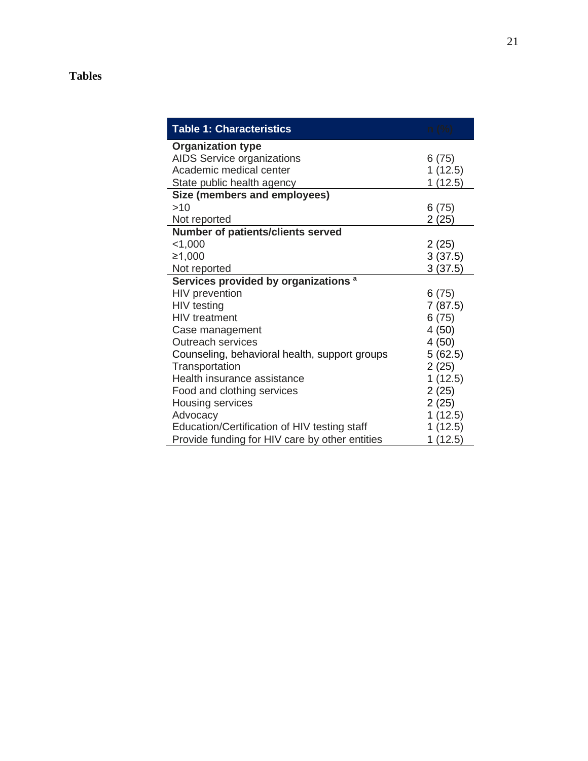## Tables

| Table 1: Characteristics | n (%) |
|---|---|
| **Organization type** | |
| AIDS Service organizations | 6 (75) |
| Academic medical center | 1 (12.5) |
| State public health agency | 1 (12.5) |
| **Size (members and employees)** | |
| >10 | 6 (75) |
| Not reported | 2 (25) |
| **Number of patients/clients served** | |
| <1,000 | 2 (25) |
| ≥1,000 | 3 (37.5) |
| Not reported | 3 (37.5) |
| **Services provided by organizations** [a] | |
| HIV prevention | 6 (75) |
| HIV testing | 7 (87.5) |
| HIV treatment | 6 (75) |
| Case management | 4 (50) |
| Outreach services | 4 (50) |
| Counseling, behavioral health, support groups | 5 (62.5) |
| Transportation | 2 (25) |
| Health insurance assistance | 1 (12.5) |
| Food and clothing services | 2 (25) |
| Housing services | 2 (25) |
| Advocacy | 1 (12.5) |
| Education/Certification of HIV testing staff | 1 (12.5) |
| Provide funding for HIV care by other entities | 1 (12.5) |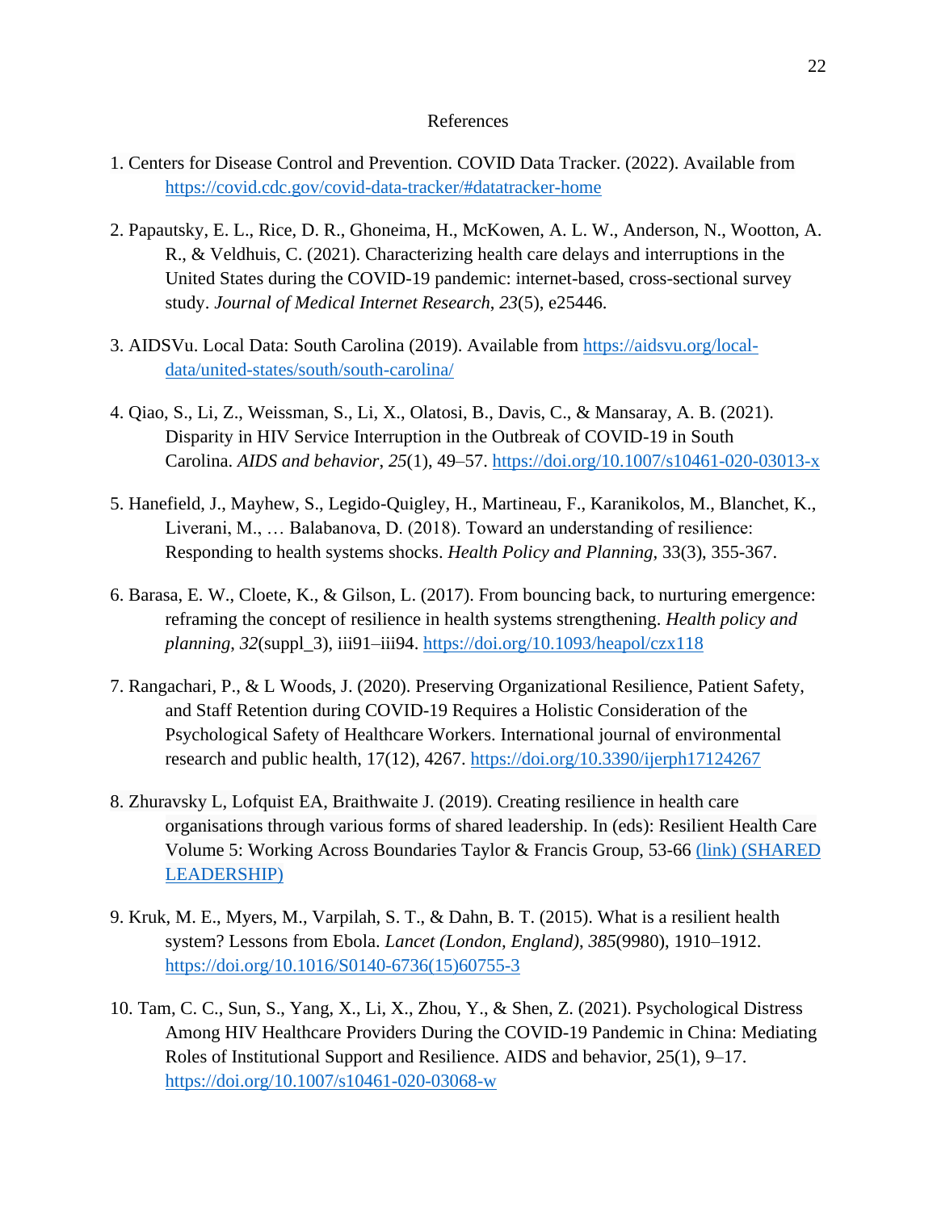# References

1. Centers for Disease Control and Prevention. COVID Data Tracker. (2022). Available from https://covid.cdc.gov/covid-data-tracker/#datatracker-home

2. Papautsky, E. L., Rice, D. R., Ghoneima, H., McKowen, A. L. W., Anderson, N., Wootton, A. R., & Veldhuis, C. (2021). Characterizing health care delays and interruptions in the United States during the COVID-19 pandemic: internet-based, cross-sectional survey study. *Journal of Medical Internet Research*, *23*(5), e25446.

3. AIDSVu. Local Data: South Carolina (2019). Available from https://aidsvu.org/local-data/united-states/south/south-carolina/

4. Qiao, S., Li, Z., Weissman, S., Li, X., Olatosi, B., Davis, C., & Mansaray, A. B. (2021). Disparity in HIV Service Interruption in the Outbreak of COVID-19 in South Carolina. *AIDS and behavior*, *25*(1), 49–57. https://doi.org/10.1007/s10461-020-03013-x

5. Hanefield, J., Mayhew, S., Legido-Quigley, H., Martineau, F., Karanikolos, M., Blanchet, K., Liverani, M., … Balabanova, D. (2018). Toward an understanding of resilience: Responding to health systems shocks. *Health Policy and Planning*, 33(3), 355-367.

6. Barasa, E. W., Cloete, K., & Gilson, L. (2017). From bouncing back, to nurturing emergence: reframing the concept of resilience in health systems strengthening. *Health policy and planning*, *32*(suppl_3), iii91–iii94. https://doi.org/10.1093/heapol/czx118

7. Rangachari, P., & L Woods, J. (2020). Preserving Organizational Resilience, Patient Safety, and Staff Retention during COVID-19 Requires a Holistic Consideration of the Psychological Safety of Healthcare Workers. International journal of environmental research and public health, 17(12), 4267. https://doi.org/10.3390/ijerph17124267

8. Zhuravsky L, Lofquist EA, Braithwaite J. (2019). Creating resilience in health care organisations through various forms of shared leadership. In (eds): Resilient Health Care Volume 5: Working Across Boundaries Taylor & Francis Group, 53-66 (link) (SHARED LEADERSHIP)

9. Kruk, M. E., Myers, M., Varpilah, S. T., & Dahn, B. T. (2015). What is a resilient health system? Lessons from Ebola. *Lancet (London, England)*, *385*(9980), 1910–1912. https://doi.org/10.1016/S0140-6736(15)60755-3

10. Tam, C. C., Sun, S., Yang, X., Li, X., Zhou, Y., & Shen, Z. (2021). Psychological Distress Among HIV Healthcare Providers During the COVID-19 Pandemic in China: Mediating Roles of Institutional Support and Resilience. AIDS and behavior, 25(1), 9–17. https://doi.org/10.1007/s10461-020-03068-w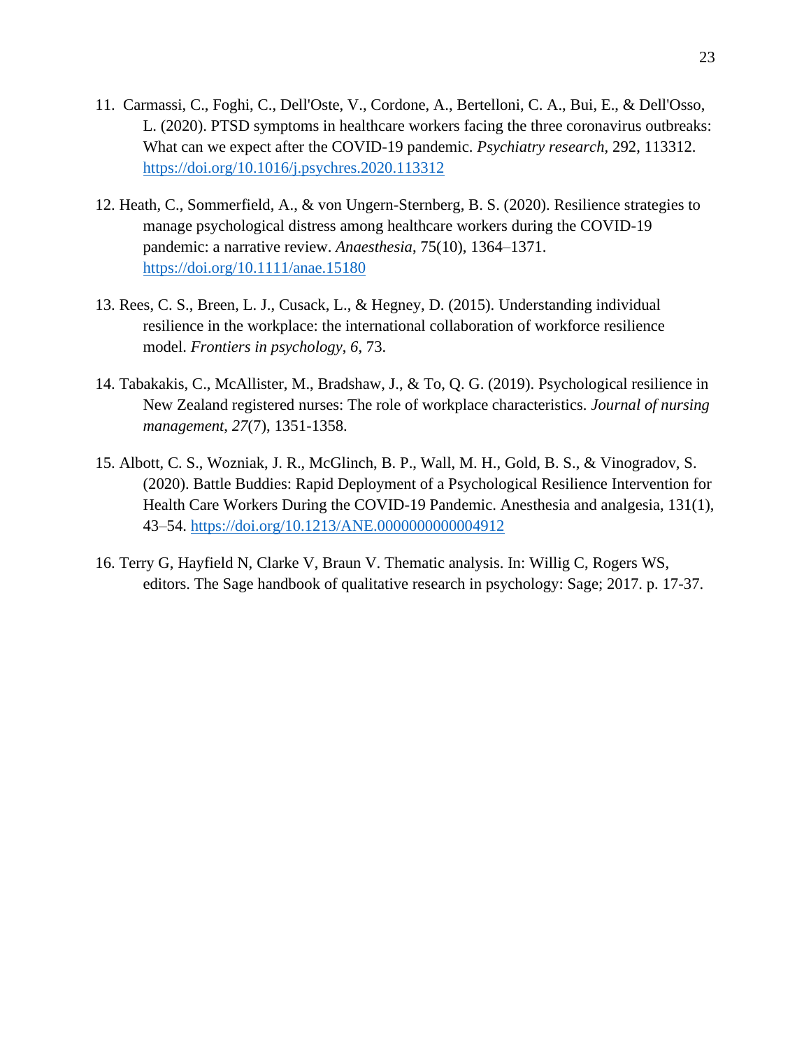11. Carmassi, C., Foghi, C., Dell'Oste, V., Cordone, A., Bertelloni, C. A., Bui, E., & Dell'Osso, L. (2020). PTSD symptoms in healthcare workers facing the three coronavirus outbreaks: What can we expect after the COVID-19 pandemic. *Psychiatry research*, 292, 113312. https://doi.org/10.1016/j.psychres.2020.113312

12. Heath, C., Sommerfield, A., & von Ungern-Sternberg, B. S. (2020). Resilience strategies to manage psychological distress among healthcare workers during the COVID-19 pandemic: a narrative review. *Anaesthesia*, 75(10), 1364–1371. https://doi.org/10.1111/anae.15180

13. Rees, C. S., Breen, L. J., Cusack, L., & Hegney, D. (2015). Understanding individual resilience in the workplace: the international collaboration of workforce resilience model. *Frontiers in psychology*, *6*, 73.

14. Tabakakis, C., McAllister, M., Bradshaw, J., & To, Q. G. (2019). Psychological resilience in New Zealand registered nurses: The role of workplace characteristics. *Journal of nursing management*, *27*(7), 1351-1358.

15. Albott, C. S., Wozniak, J. R., McGlinch, B. P., Wall, M. H., Gold, B. S., & Vinogradov, S. (2020). Battle Buddies: Rapid Deployment of a Psychological Resilience Intervention for Health Care Workers During the COVID-19 Pandemic. Anesthesia and analgesia, 131(1), 43–54. https://doi.org/10.1213/ANE.0000000000004912

16. Terry G, Hayfield N, Clarke V, Braun V. Thematic analysis. In: Willig C, Rogers WS, editors. The Sage handbook of qualitative research in psychology: Sage; 2017. p. 17-37.